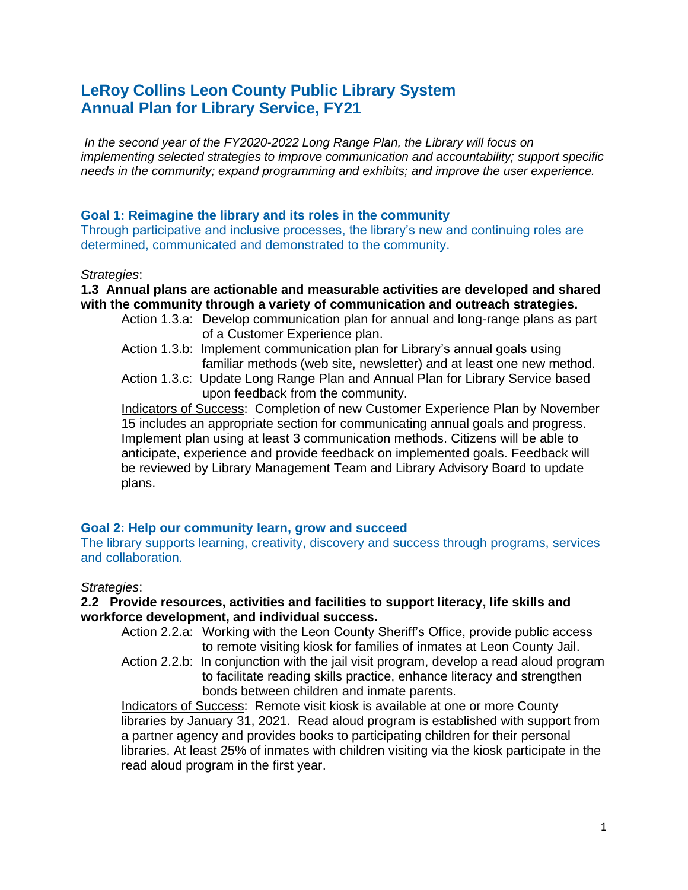# LeRoy Collins Leon County Public Library System
# Annual Plan for Library Service, FY21

*In the second year of the FY2020-2022 Long Range Plan, the Library will focus on implementing selected strategies to improve communication and accountability; support specific needs in the community; expand programming and exhibits; and improve the user experience.*

## Goal 1: Reimagine the library and its roles in the community

Through participative and inclusive processes, the library's new and continuing roles are determined, communicated and demonstrated to the community.

*Strategies*:

**1.3 Annual plans are actionable and measurable activities are developed and shared with the community through a variety of communication and outreach strategies.**

- Action 1.3.a: Develop communication plan for annual and long-range plans as part of a Customer Experience plan.
- Action 1.3.b: Implement communication plan for Library's annual goals using familiar methods (web site, newsletter) and at least one new method.
- Action 1.3.c: Update Long Range Plan and Annual Plan for Library Service based upon feedback from the community.

Indicators of Success: Completion of new Customer Experience Plan by November 15 includes an appropriate section for communicating annual goals and progress. Implement plan using at least 3 communication methods. Citizens will be able to anticipate, experience and provide feedback on implemented goals. Feedback will be reviewed by Library Management Team and Library Advisory Board to update plans.

## Goal 2: Help our community learn, grow and succeed

The library supports learning, creativity, discovery and success through programs, services and collaboration.

*Strategies*:

**2.2 Provide resources, activities and facilities to support literacy, life skills and workforce development, and individual success.**

- Action 2.2.a: Working with the Leon County Sheriff's Office, provide public access to remote visiting kiosk for families of inmates at Leon County Jail.
- Action 2.2.b: In conjunction with the jail visit program, develop a read aloud program to facilitate reading skills practice, enhance literacy and strengthen bonds between children and inmate parents.

Indicators of Success: Remote visit kiosk is available at one or more County libraries by January 31, 2021. Read aloud program is established with support from a partner agency and provides books to participating children for their personal libraries. At least 25% of inmates with children visiting via the kiosk participate in the read aloud program in the first year.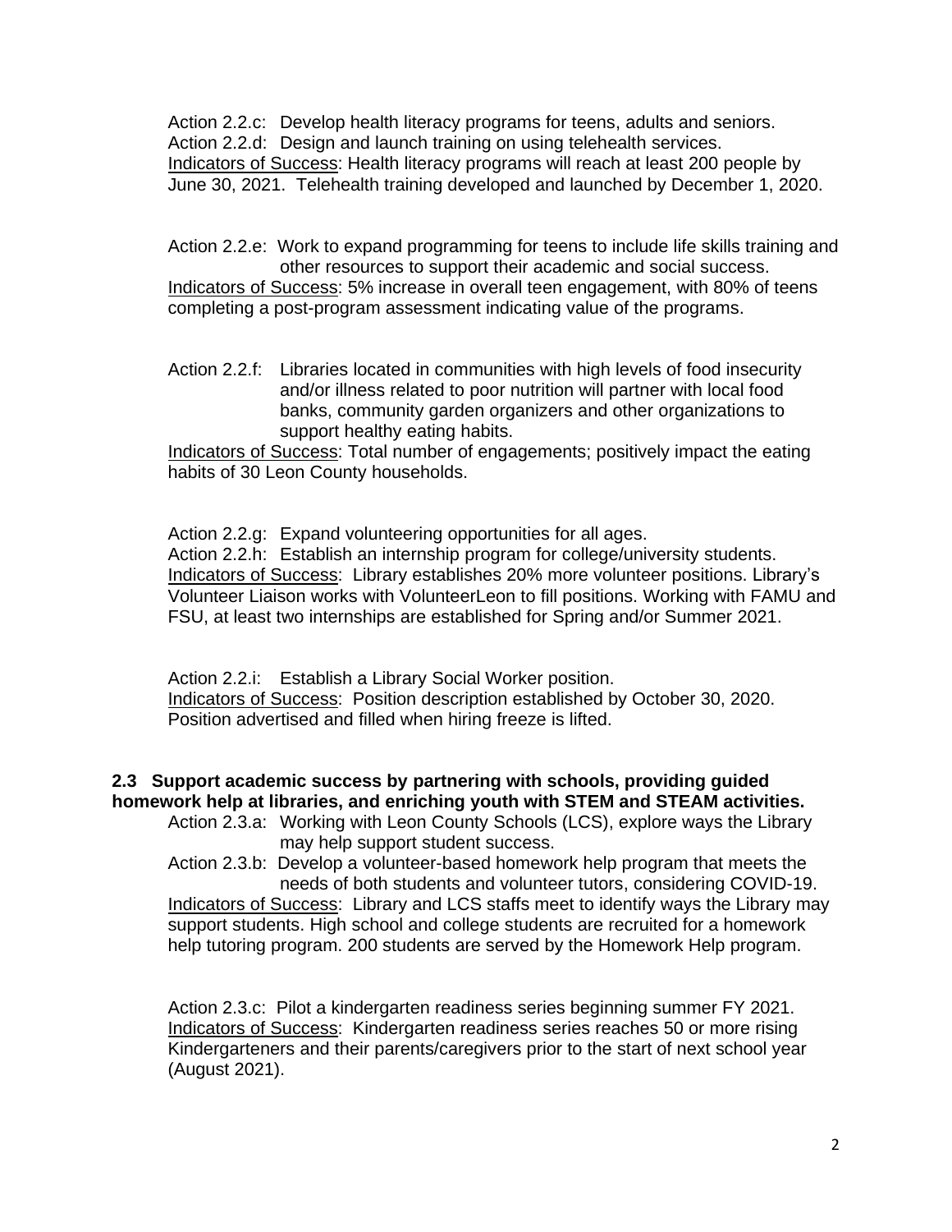Action 2.2.c: Develop health literacy programs for teens, adults and seniors.
Action 2.2.d: Design and launch training on using telehealth services.
Indicators of Success: Health literacy programs will reach at least 200 people by June 30, 2021. Telehealth training developed and launched by December 1, 2020.

Action 2.2.e: Work to expand programming for teens to include life skills training and other resources to support their academic and social success.
Indicators of Success: 5% increase in overall teen engagement, with 80% of teens completing a post-program assessment indicating value of the programs.

Action 2.2.f: Libraries located in communities with high levels of food insecurity and/or illness related to poor nutrition will partner with local food banks, community garden organizers and other organizations to support healthy eating habits.
Indicators of Success: Total number of engagements; positively impact the eating habits of 30 Leon County households.

Action 2.2.g: Expand volunteering opportunities for all ages.
Action 2.2.h: Establish an internship program for college/university students.
Indicators of Success: Library establishes 20% more volunteer positions. Library's Volunteer Liaison works with VolunteerLeon to fill positions. Working with FAMU and FSU, at least two internships are established for Spring and/or Summer 2021.

Action 2.2.i: Establish a Library Social Worker position.
Indicators of Success: Position description established by October 30, 2020. Position advertised and filled when hiring freeze is lifted.

**2.3 Support academic success by partnering with schools, providing guided homework help at libraries, and enriching youth with STEM and STEAM activities.**

Action 2.3.a: Working with Leon County Schools (LCS), explore ways the Library may help support student success.
Action 2.3.b: Develop a volunteer-based homework help program that meets the needs of both students and volunteer tutors, considering COVID-19.
Indicators of Success: Library and LCS staffs meet to identify ways the Library may support students. High school and college students are recruited for a homework help tutoring program. 200 students are served by the Homework Help program.

Action 2.3.c: Pilot a kindergarten readiness series beginning summer FY 2021.
Indicators of Success: Kindergarten readiness series reaches 50 or more rising Kindergarteners and their parents/caregivers prior to the start of next school year (August 2021).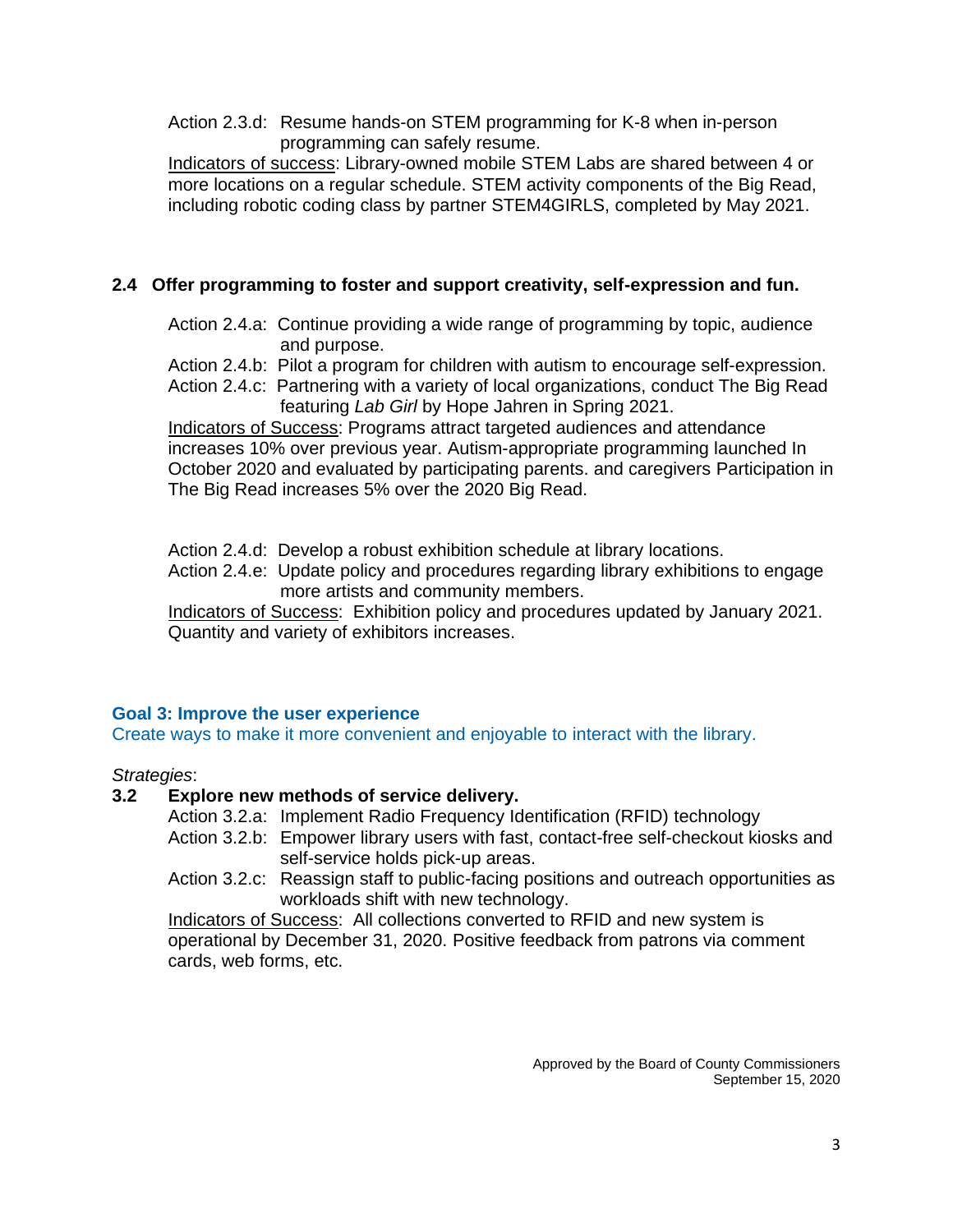Action 2.3.d: Resume hands-on STEM programming for K-8 when in-person programming can safely resume.

Indicators of success: Library-owned mobile STEM Labs are shared between 4 or more locations on a regular schedule. STEM activity components of the Big Read, including robotic coding class by partner STEM4GIRLS, completed by May 2021.

### 2.4 Offer programming to foster and support creativity, self-expression and fun.

Action 2.4.a: Continue providing a wide range of programming by topic, audience and purpose.

Action 2.4.b: Pilot a program for children with autism to encourage self-expression.

Action 2.4.c: Partnering with a variety of local organizations, conduct The Big Read featuring *Lab Girl* by Hope Jahren in Spring 2021.

Indicators of Success: Programs attract targeted audiences and attendance increases 10% over previous year. Autism-appropriate programming launched In October 2020 and evaluated by participating parents. and caregivers Participation in The Big Read increases 5% over the 2020 Big Read.

Action 2.4.d: Develop a robust exhibition schedule at library locations.

Action 2.4.e: Update policy and procedures regarding library exhibitions to engage more artists and community members.

Indicators of Success: Exhibition policy and procedures updated by January 2021. Quantity and variety of exhibitors increases.

## Goal 3: Improve the user experience

Create ways to make it more convenient and enjoyable to interact with the library.

*Strategies*:

### 3.2 Explore new methods of service delivery.

Action 3.2.a: Implement Radio Frequency Identification (RFID) technology

Action 3.2.b: Empower library users with fast, contact-free self-checkout kiosks and self-service holds pick-up areas.

Action 3.2.c: Reassign staff to public-facing positions and outreach opportunities as workloads shift with new technology.

Indicators of Success: All collections converted to RFID and new system is operational by December 31, 2020. Positive feedback from patrons via comment cards, web forms, etc.

Approved by the Board of County Commissioners
September 15, 2020